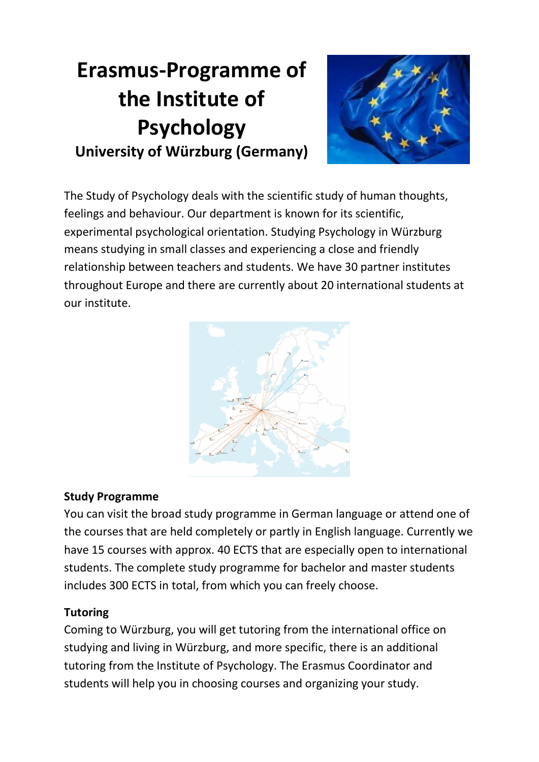# Erasmus-Programme of the Institute of Psychology

## University of Würzburg (Germany)

The Study of Psychology deals with the scientific study of human thoughts, feelings and behaviour. Our department is known for its scientific, experimental psychological orientation. Studying Psychology in Würzburg means studying in small classes and experiencing a close and friendly relationship between teachers and students. We have 30 partner institutes throughout Europe and there are currently about 20 international students at our institute.

**Study Programme**

You can visit the broad study programme in German language or attend one of the courses that are held completely or partly in English language. Currently we have 15 courses with approx. 40 ECTS that are especially open to international students. The complete study programme for bachelor and master students includes 300 ECTS in total, from which you can freely choose.

**Tutoring**

Coming to Würzburg, you will get tutoring from the international office on studying and living in Würzburg, and more specific, there is an additional tutoring from the Institute of Psychology. The Erasmus Coordinator and students will help you in choosing courses and organizing your study.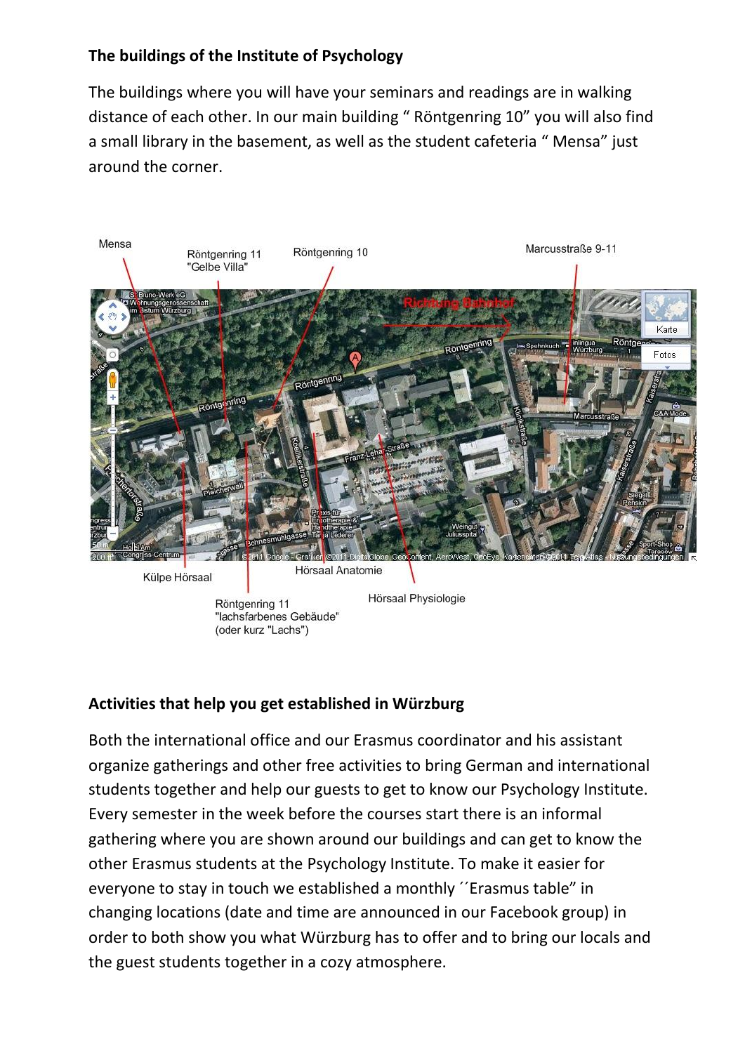**The buildings of the Institute of Psychology**

The buildings where you will have your seminars and readings are in walking distance of each other. In our main building " Röntgenring 10" you will also find a small library in the basement, as well as the student cafeteria " Mensa" just around the corner.

Mensa

Röntgenring 11 "Gelbe Villa"

Röntgenring 10

Marcusstraße 9-11

Külpe Hörsaal

Hörsaal Anatomie

Hörsaal Physiologie

Röntgenring 11 "lachsfarbenes Gebäude" (oder kurz "Lachs")

**Activities that help you get established in Würzburg**

Both the international office and our Erasmus coordinator and his assistant organize gatherings and other free activities to bring German and international students together and help our guests to get to know our Psychology Institute. Every semester in the week before the courses start there is an informal gathering where you are shown around our buildings and can get to know the other Erasmus students at the Psychology Institute. To make it easier for everyone to stay in touch we established a monthly ´´Erasmus table" in changing locations (date and time are announced in our Facebook group) in order to both show you what Würzburg has to offer and to bring our locals and the guest students together in a cozy atmosphere.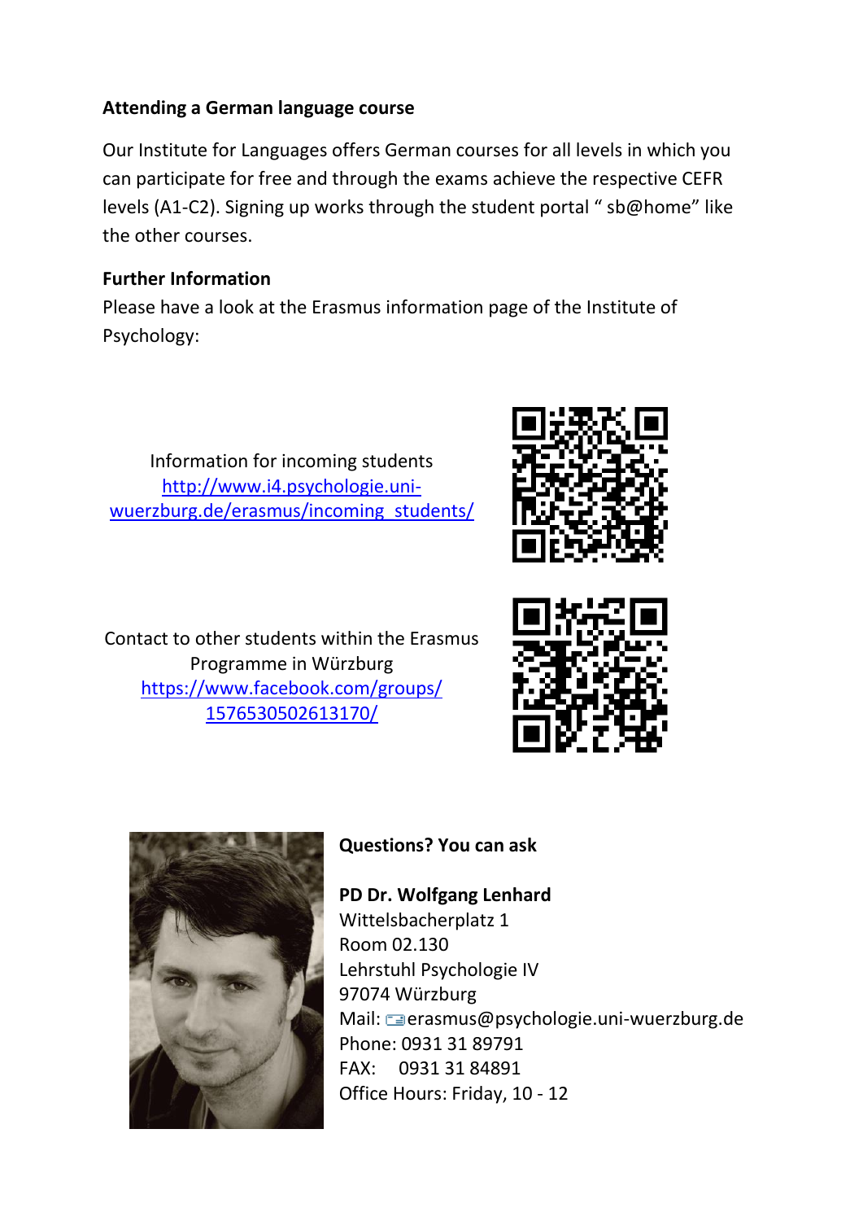**Attending a German language course**

Our Institute for Languages offers German courses for all levels in which you can participate for free and through the exams achieve the respective CEFR levels (A1-C2). Signing up works through the student portal " sb@home" like the other courses.

**Further Information**

Please have a look at the Erasmus information page of the Institute of Psychology:

Information for incoming students
http://www.i4.psychologie.uni-wuerzburg.de/erasmus/incoming_students/

Contact to other students within the Erasmus Programme in Würzburg
https://www.facebook.com/groups/1576530502613170/

**Questions? You can ask**

**PD Dr. Wolfgang Lenhard**
Wittelsbacherplatz 1
Room 02.130
Lehrstuhl Psychologie IV
97074 Würzburg
Mail: erasmus@psychologie.uni-wuerzburg.de
Phone: 0931 31 89791
FAX: 0931 31 84891
Office Hours: Friday, 10 - 12